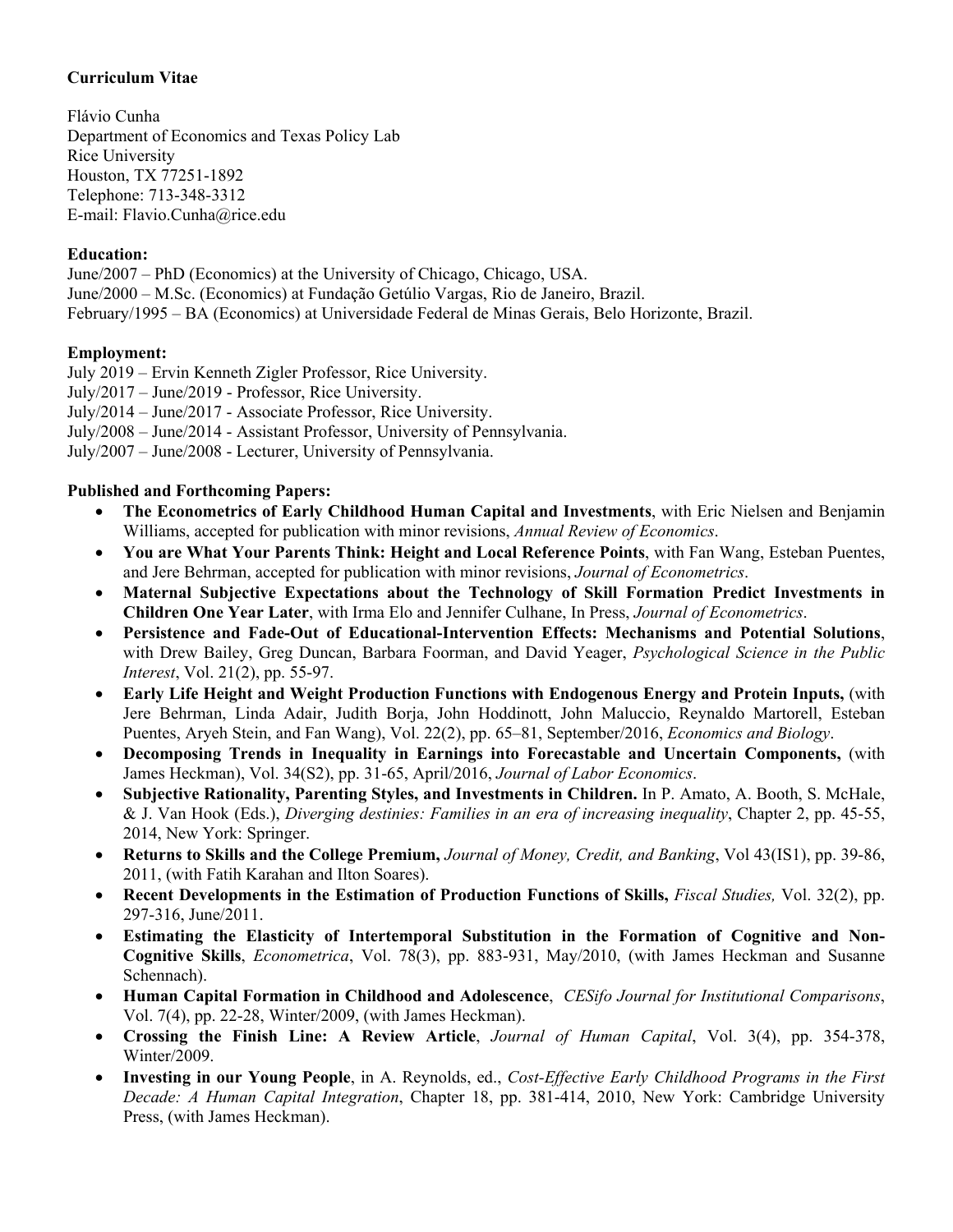**Curriculum Vitae**

Flávio Cunha
Department of Economics and Texas Policy Lab
Rice University
Houston, TX 77251-1892
Telephone: 713-348-3312
E-mail: Flavio.Cunha@rice.edu

**Education:**

June/2007 – PhD (Economics) at the University of Chicago, Chicago, USA.
June/2000 – M.Sc. (Economics) at Fundação Getúlio Vargas, Rio de Janeiro, Brazil.
February/1995 – BA (Economics) at Universidade Federal de Minas Gerais, Belo Horizonte, Brazil.

**Employment:**

July 2019 – Ervin Kenneth Zigler Professor, Rice University.
July/2017 – June/2019 - Professor, Rice University.
July/2014 – June/2017 - Associate Professor, Rice University.
July/2008 – June/2014 - Assistant Professor, University of Pennsylvania.
July/2007 – June/2008 - Lecturer, University of Pennsylvania.

**Published and Forthcoming Papers:**

- **The Econometrics of Early Childhood Human Capital and Investments**, with Eric Nielsen and Benjamin Williams, accepted for publication with minor revisions, *Annual Review of Economics*.
- **You are What Your Parents Think: Height and Local Reference Points**, with Fan Wang, Esteban Puentes, and Jere Behrman, accepted for publication with minor revisions, *Journal of Econometrics*.
- **Maternal Subjective Expectations about the Technology of Skill Formation Predict Investments in Children One Year Later**, with Irma Elo and Jennifer Culhane, In Press, *Journal of Econometrics*.
- **Persistence and Fade-Out of Educational-Intervention Effects: Mechanisms and Potential Solutions**, with Drew Bailey, Greg Duncan, Barbara Foorman, and David Yeager, *Psychological Science in the Public Interest*, Vol. 21(2), pp. 55-97.
- **Early Life Height and Weight Production Functions with Endogenous Energy and Protein Inputs,** (with Jere Behrman, Linda Adair, Judith Borja, John Hoddinott, John Maluccio, Reynaldo Martorell, Esteban Puentes, Aryeh Stein, and Fan Wang), Vol. 22(2), pp. 65–81, September/2016, *Economics and Biology*.
- **Decomposing Trends in Inequality in Earnings into Forecastable and Uncertain Components,** (with James Heckman), Vol. 34(S2), pp. 31-65, April/2016, *Journal of Labor Economics*.
- **Subjective Rationality, Parenting Styles, and Investments in Children.** In P. Amato, A. Booth, S. McHale, & J. Van Hook (Eds.), *Diverging destinies: Families in an era of increasing inequality*, Chapter 2, pp. 45-55, 2014, New York: Springer.
- **Returns to Skills and the College Premium,** *Journal of Money, Credit, and Banking*, Vol 43(IS1), pp. 39-86, 2011, (with Fatih Karahan and Ilton Soares).
- **Recent Developments in the Estimation of Production Functions of Skills,** *Fiscal Studies,* Vol. 32(2), pp. 297-316, June/2011.
- **Estimating the Elasticity of Intertemporal Substitution in the Formation of Cognitive and Non-Cognitive Skills**, *Econometrica*, Vol. 78(3), pp. 883-931, May/2010, (with James Heckman and Susanne Schennach).
- **Human Capital Formation in Childhood and Adolescence**, *CESifo Journal for Institutional Comparisons*, Vol. 7(4), pp. 22-28, Winter/2009, (with James Heckman).
- **Crossing the Finish Line: A Review Article**, *Journal of Human Capital*, Vol. 3(4), pp. 354-378, Winter/2009.
- **Investing in our Young People**, in A. Reynolds, ed., *Cost-Effective Early Childhood Programs in the First Decade: A Human Capital Integration*, Chapter 18, pp. 381-414, 2010, New York: Cambridge University Press, (with James Heckman).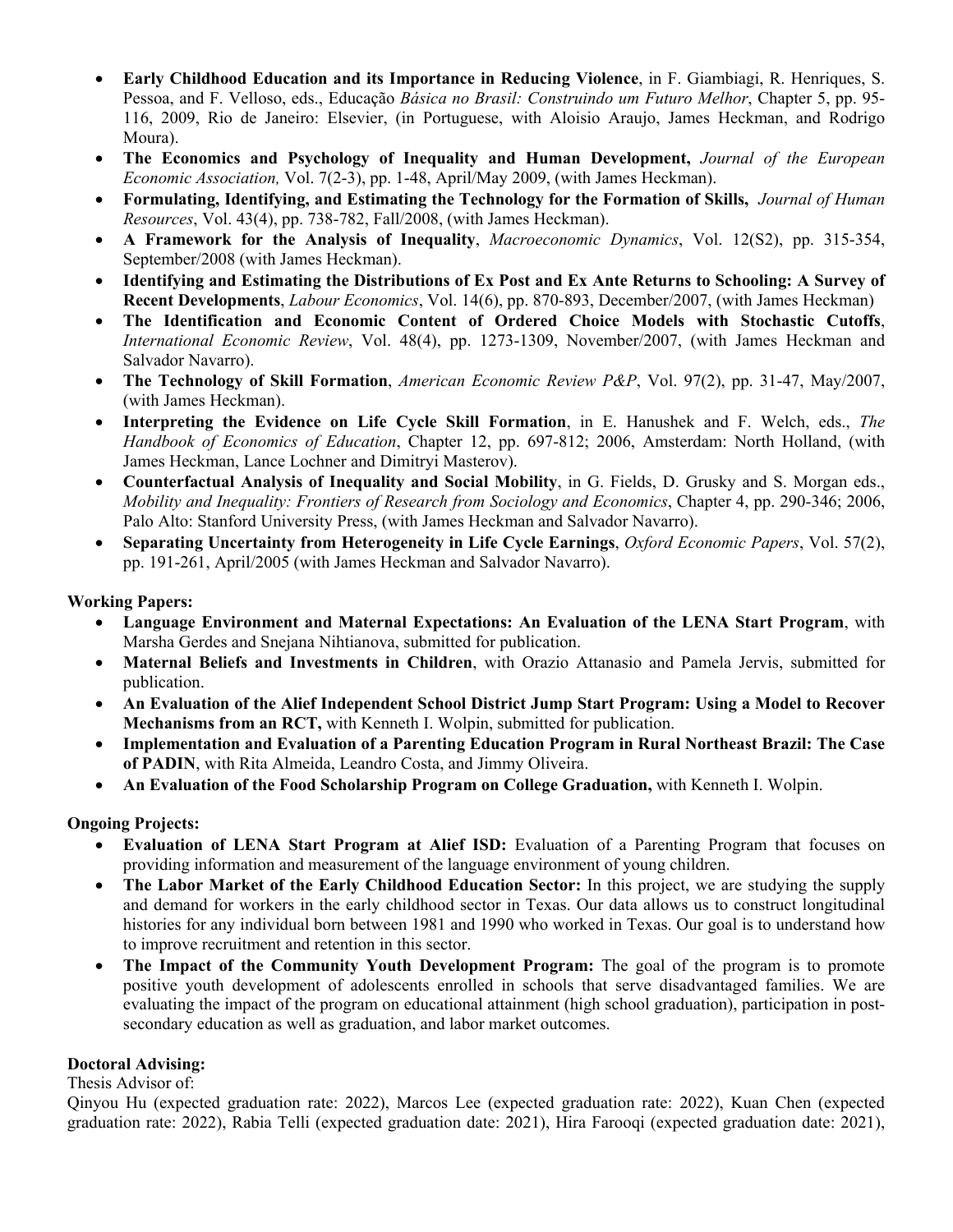- **Early Childhood Education and its Importance in Reducing Violence**, in F. Giambiagi, R. Henriques, S. Pessoa, and F. Velloso, eds., Educação *Básica no Brasil: Construindo um Futuro Melhor*, Chapter 5, pp. 95-116, 2009, Rio de Janeiro: Elsevier, (in Portuguese, with Aloisio Araujo, James Heckman, and Rodrigo Moura).
- **The Economics and Psychology of Inequality and Human Development,** *Journal of the European Economic Association,* Vol. 7(2-3), pp. 1-48, April/May 2009, (with James Heckman).
- **Formulating, Identifying, and Estimating the Technology for the Formation of Skills,** *Journal of Human Resources*, Vol. 43(4), pp. 738-782, Fall/2008, (with James Heckman).
- **A Framework for the Analysis of Inequality**, *Macroeconomic Dynamics*, Vol. 12(S2), pp. 315-354, September/2008 (with James Heckman).
- **Identifying and Estimating the Distributions of Ex Post and Ex Ante Returns to Schooling: A Survey of Recent Developments**, *Labour Economics*, Vol. 14(6), pp. 870-893, December/2007, (with James Heckman)
- **The Identification and Economic Content of Ordered Choice Models with Stochastic Cutoffs**, *International Economic Review*, Vol. 48(4), pp. 1273-1309, November/2007, (with James Heckman and Salvador Navarro).
- **The Technology of Skill Formation**, *American Economic Review P&P*, Vol. 97(2), pp. 31-47, May/2007, (with James Heckman).
- **Interpreting the Evidence on Life Cycle Skill Formation**, in E. Hanushek and F. Welch, eds., *The Handbook of Economics of Education*, Chapter 12, pp. 697-812; 2006, Amsterdam: North Holland, (with James Heckman, Lance Lochner and Dimitryi Masterov).
- **Counterfactual Analysis of Inequality and Social Mobility**, in G. Fields, D. Grusky and S. Morgan eds., *Mobility and Inequality: Frontiers of Research from Sociology and Economics*, Chapter 4, pp. 290-346; 2006, Palo Alto: Stanford University Press, (with James Heckman and Salvador Navarro).
- **Separating Uncertainty from Heterogeneity in Life Cycle Earnings**, *Oxford Economic Papers*, Vol. 57(2), pp. 191-261, April/2005 (with James Heckman and Salvador Navarro).

**Working Papers:**

- **Language Environment and Maternal Expectations: An Evaluation of the LENA Start Program**, with Marsha Gerdes and Snejana Nihtianova, submitted for publication.
- **Maternal Beliefs and Investments in Children**, with Orazio Attanasio and Pamela Jervis, submitted for publication.
- **An Evaluation of the Alief Independent School District Jump Start Program: Using a Model to Recover Mechanisms from an RCT,** with Kenneth I. Wolpin, submitted for publication.
- **Implementation and Evaluation of a Parenting Education Program in Rural Northeast Brazil: The Case of PADIN**, with Rita Almeida, Leandro Costa, and Jimmy Oliveira.
- **An Evaluation of the Food Scholarship Program on College Graduation,** with Kenneth I. Wolpin.

**Ongoing Projects:**

- **Evaluation of LENA Start Program at Alief ISD:** Evaluation of a Parenting Program that focuses on providing information and measurement of the language environment of young children.
- **The Labor Market of the Early Childhood Education Sector:** In this project, we are studying the supply and demand for workers in the early childhood sector in Texas. Our data allows us to construct longitudinal histories for any individual born between 1981 and 1990 who worked in Texas. Our goal is to understand how to improve recruitment and retention in this sector.
- **The Impact of the Community Youth Development Program:** The goal of the program is to promote positive youth development of adolescents enrolled in schools that serve disadvantaged families. We are evaluating the impact of the program on educational attainment (high school graduation), participation in post-secondary education as well as graduation, and labor market outcomes.

**Doctoral Advising:**

Thesis Advisor of:

Qinyou Hu (expected graduation rate: 2022), Marcos Lee (expected graduation rate: 2022), Kuan Chen (expected graduation rate: 2022), Rabia Telli (expected graduation date: 2021), Hira Farooqi (expected graduation date: 2021),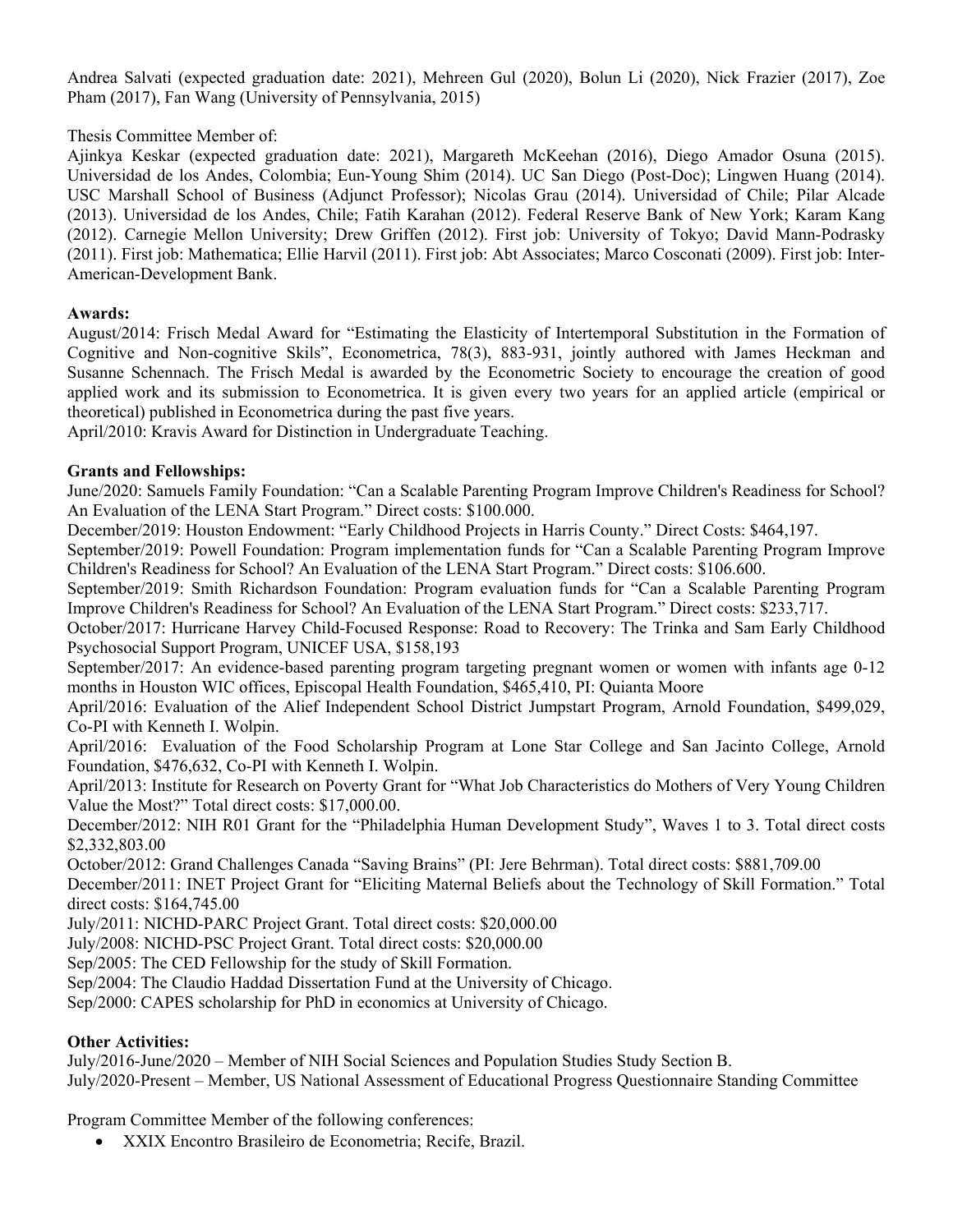Andrea Salvati (expected graduation date: 2021), Mehreen Gul (2020), Bolun Li (2020), Nick Frazier (2017), Zoe Pham (2017), Fan Wang (University of Pennsylvania, 2015)

Thesis Committee Member of:
Ajinkya Keskar (expected graduation date: 2021), Margareth McKeehan (2016), Diego Amador Osuna (2015). Universidad de los Andes, Colombia; Eun-Young Shim (2014). UC San Diego (Post-Doc); Lingwen Huang (2014). USC Marshall School of Business (Adjunct Professor); Nicolas Grau (2014). Universidad of Chile; Pilar Alcade (2013). Universidad de los Andes, Chile; Fatih Karahan (2012). Federal Reserve Bank of New York; Karam Kang (2012). Carnegie Mellon University; Drew Griffen (2012). First job: University of Tokyo; David Mann-Podrasky (2011). First job: Mathematica; Ellie Harvil (2011). First job: Abt Associates; Marco Cosconati (2009). First job: Inter-American-Development Bank.

**Awards:**
August/2014: Frisch Medal Award for "Estimating the Elasticity of Intertemporal Substitution in the Formation of Cognitive and Non-cognitive Skils", Econometrica, 78(3), 883-931, jointly authored with James Heckman and Susanne Schennach. The Frisch Medal is awarded by the Econometric Society to encourage the creation of good applied work and its submission to Econometrica. It is given every two years for an applied article (empirical or theoretical) published in Econometrica during the past five years.
April/2010: Kravis Award for Distinction in Undergraduate Teaching.

**Grants and Fellowships:**
June/2020: Samuels Family Foundation: "Can a Scalable Parenting Program Improve Children's Readiness for School? An Evaluation of the LENA Start Program." Direct costs: $100.000.
December/2019: Houston Endowment: "Early Childhood Projects in Harris County." Direct Costs: $464,197.
September/2019: Powell Foundation: Program implementation funds for "Can a Scalable Parenting Program Improve Children's Readiness for School? An Evaluation of the LENA Start Program." Direct costs: $106.600.
September/2019: Smith Richardson Foundation: Program evaluation funds for "Can a Scalable Parenting Program Improve Children's Readiness for School? An Evaluation of the LENA Start Program." Direct costs: $233,717.
October/2017: Hurricane Harvey Child-Focused Response: Road to Recovery: The Trinka and Sam Early Childhood Psychosocial Support Program, UNICEF USA, $158,193
September/2017: An evidence-based parenting program targeting pregnant women or women with infants age 0-12 months in Houston WIC offices, Episcopal Health Foundation, $465,410, PI: Quianta Moore
April/2016: Evaluation of the Alief Independent School District Jumpstart Program, Arnold Foundation, $499,029, Co-PI with Kenneth I. Wolpin.
April/2016: Evaluation of the Food Scholarship Program at Lone Star College and San Jacinto College, Arnold Foundation, $476,632, Co-PI with Kenneth I. Wolpin.
April/2013: Institute for Research on Poverty Grant for "What Job Characteristics do Mothers of Very Young Children Value the Most?" Total direct costs: $17,000.00.
December/2012: NIH R01 Grant for the "Philadelphia Human Development Study", Waves 1 to 3. Total direct costs $2,332,803.00
October/2012: Grand Challenges Canada "Saving Brains" (PI: Jere Behrman). Total direct costs: $881,709.00
December/2011: INET Project Grant for "Eliciting Maternal Beliefs about the Technology of Skill Formation." Total direct costs: $164,745.00
July/2011: NICHD-PARC Project Grant. Total direct costs: $20,000.00
July/2008: NICHD-PSC Project Grant. Total direct costs: $20,000.00
Sep/2005: The CED Fellowship for the study of Skill Formation.
Sep/2004: The Claudio Haddad Dissertation Fund at the University of Chicago.
Sep/2000: CAPES scholarship for PhD in economics at University of Chicago.

**Other Activities:**
July/2016-June/2020 – Member of NIH Social Sciences and Population Studies Study Section B.
July/2020-Present – Member, US National Assessment of Educational Progress Questionnaire Standing Committee

Program Committee Member of the following conferences:

- XXIX Encontro Brasileiro de Econometria; Recife, Brazil.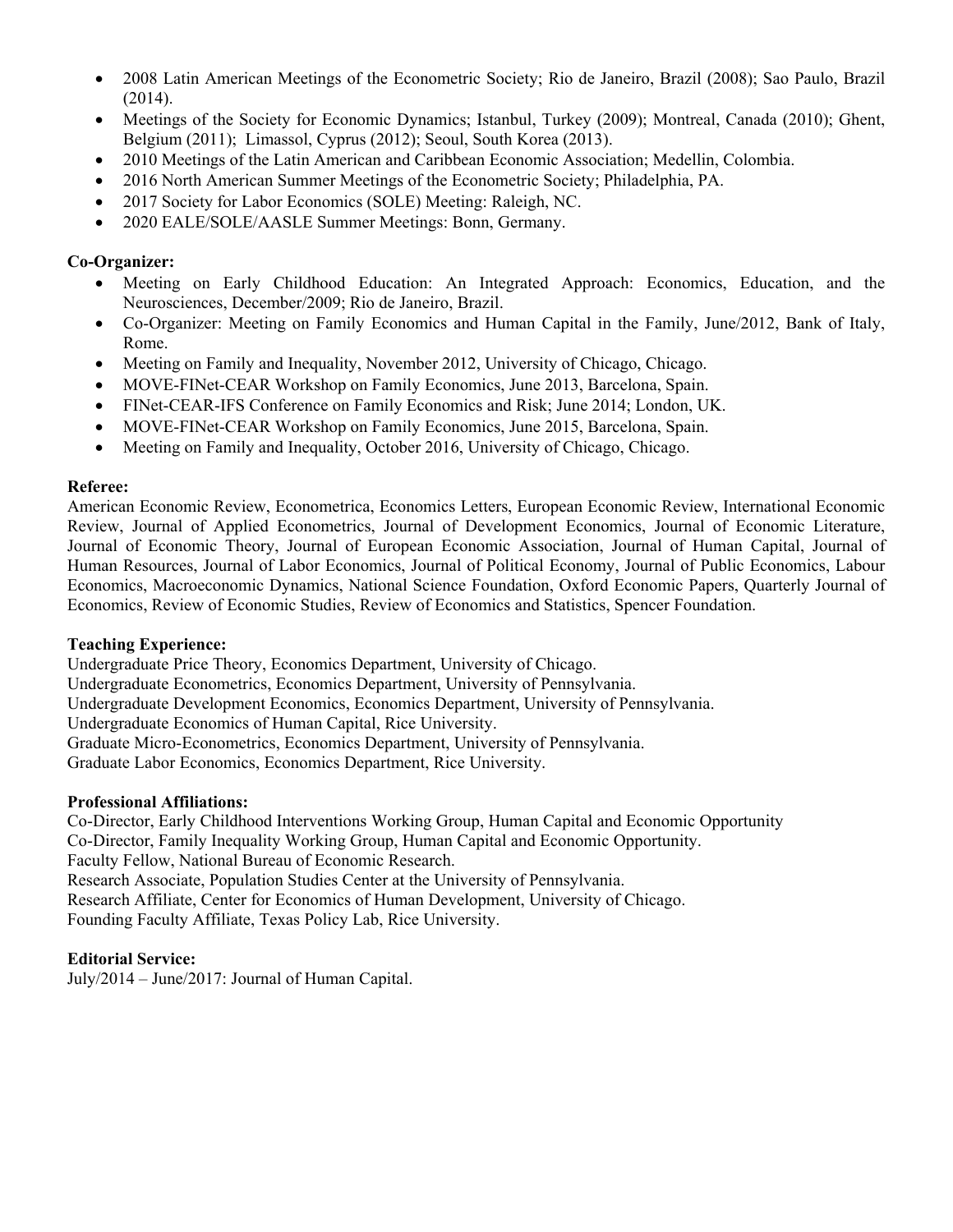- 2008 Latin American Meetings of the Econometric Society; Rio de Janeiro, Brazil (2008); Sao Paulo, Brazil (2014).
- Meetings of the Society for Economic Dynamics; Istanbul, Turkey (2009); Montreal, Canada (2010); Ghent, Belgium (2011); Limassol, Cyprus (2012); Seoul, South Korea (2013).
- 2010 Meetings of the Latin American and Caribbean Economic Association; Medellin, Colombia.
- 2016 North American Summer Meetings of the Econometric Society; Philadelphia, PA.
- 2017 Society for Labor Economics (SOLE) Meeting: Raleigh, NC.
- 2020 EALE/SOLE/AASLE Summer Meetings: Bonn, Germany.

**Co-Organizer:**

- Meeting on Early Childhood Education: An Integrated Approach: Economics, Education, and the Neurosciences, December/2009; Rio de Janeiro, Brazil.
- Co-Organizer: Meeting on Family Economics and Human Capital in the Family, June/2012, Bank of Italy, Rome.
- Meeting on Family and Inequality, November 2012, University of Chicago, Chicago.
- MOVE-FINet-CEAR Workshop on Family Economics, June 2013, Barcelona, Spain.
- FINet-CEAR-IFS Conference on Family Economics and Risk; June 2014; London, UK.
- MOVE-FINet-CEAR Workshop on Family Economics, June 2015, Barcelona, Spain.
- Meeting on Family and Inequality, October 2016, University of Chicago, Chicago.

**Referee:**

American Economic Review, Econometrica, Economics Letters, European Economic Review, International Economic Review, Journal of Applied Econometrics, Journal of Development Economics, Journal of Economic Literature, Journal of Economic Theory, Journal of European Economic Association, Journal of Human Capital, Journal of Human Resources, Journal of Labor Economics, Journal of Political Economy, Journal of Public Economics, Labour Economics, Macroeconomic Dynamics, National Science Foundation, Oxford Economic Papers, Quarterly Journal of Economics, Review of Economic Studies, Review of Economics and Statistics, Spencer Foundation.

**Teaching Experience:**

Undergraduate Price Theory, Economics Department, University of Chicago.
Undergraduate Econometrics, Economics Department, University of Pennsylvania.
Undergraduate Development Economics, Economics Department, University of Pennsylvania.
Undergraduate Economics of Human Capital, Rice University.
Graduate Micro-Econometrics, Economics Department, University of Pennsylvania.
Graduate Labor Economics, Economics Department, Rice University.

**Professional Affiliations:**

Co-Director, Early Childhood Interventions Working Group, Human Capital and Economic Opportunity
Co-Director, Family Inequality Working Group, Human Capital and Economic Opportunity.
Faculty Fellow, National Bureau of Economic Research.
Research Associate, Population Studies Center at the University of Pennsylvania.
Research Affiliate, Center for Economics of Human Development, University of Chicago.
Founding Faculty Affiliate, Texas Policy Lab, Rice University.

**Editorial Service:**

July/2014 – June/2017: Journal of Human Capital.